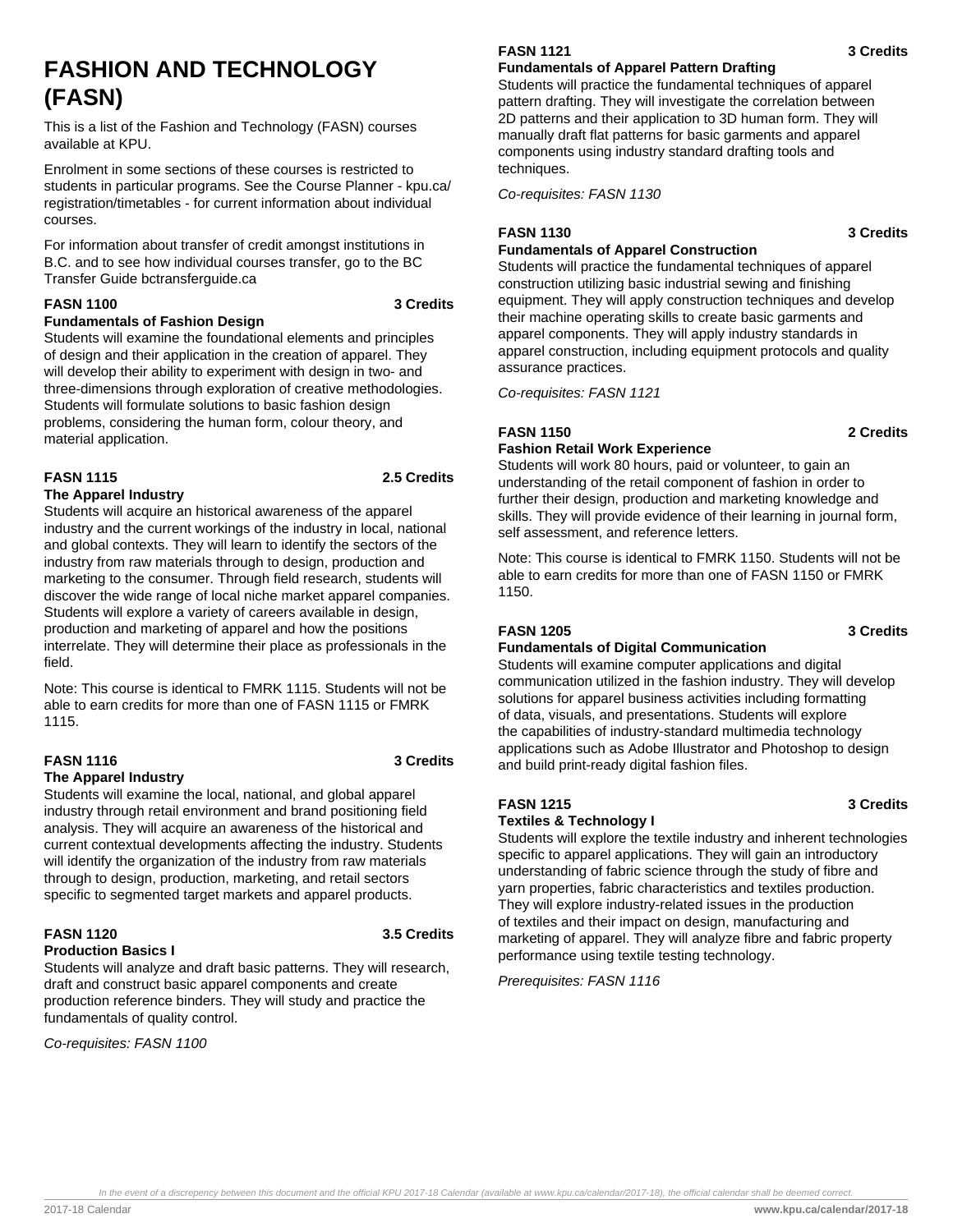# FASHION AND TECHNOLOGY (FASN)

This is a list of the Fashion and Technology (FASN) courses available at KPU.

Enrolment in some sections of these courses is restricted to students in particular programs. See the Course Planner - kpu.ca/registration/timetables - for current information about individual courses.

For information about transfer of credit amongst institutions in B.C. and to see how individual courses transfer, go to the BC Transfer Guide bctransferguide.ca

**FASN 1100 — 3 Credits**
**Fundamentals of Fashion Design**

Students will examine the foundational elements and principles of design and their application in the creation of apparel. They will develop their ability to experiment with design in two- and three-dimensions through exploration of creative methodologies. Students will formulate solutions to basic fashion design problems, considering the human form, colour theory, and material application.

**FASN 1115 — 2.5 Credits**
**The Apparel Industry**

Students will acquire an historical awareness of the apparel industry and the current workings of the industry in local, national and global contexts. They will learn to identify the sectors of the industry from raw materials through to design, production and marketing to the consumer. Through field research, students will discover the wide range of local niche market apparel companies. Students will explore a variety of careers available in design, production and marketing of apparel and how the positions interrelate. They will determine their place as professionals in the field.

Note: This course is identical to FMRK 1115. Students will not be able to earn credits for more than one of FASN 1115 or FMRK 1115.

**FASN 1116 — 3 Credits**
**The Apparel Industry**

Students will examine the local, national, and global apparel industry through retail environment and brand positioning field analysis. They will acquire an awareness of the historical and current contextual developments affecting the industry. Students will identify the organization of the industry from raw materials through to design, production, marketing, and retail sectors specific to segmented target markets and apparel products.

**FASN 1120 — 3.5 Credits**
**Production Basics I**

Students will analyze and draft basic patterns. They will research, draft and construct basic apparel components and create production reference binders. They will study and practice the fundamentals of quality control.

*Co-requisites: FASN 1100*

**FASN 1121 — 3 Credits**
**Fundamentals of Apparel Pattern Drafting**

Students will practice the fundamental techniques of apparel pattern drafting. They will investigate the correlation between 2D patterns and their application to 3D human form. They will manually draft flat patterns for basic garments and apparel components using industry standard drafting tools and techniques.

*Co-requisites: FASN 1130*

**FASN 1130 — 3 Credits**
**Fundamentals of Apparel Construction**

Students will practice the fundamental techniques of apparel construction utilizing basic industrial sewing and finishing equipment. They will apply construction techniques and develop their machine operating skills to create basic garments and apparel components. They will apply industry standards in apparel construction, including equipment protocols and quality assurance practices.

*Co-requisites: FASN 1121*

**FASN 1150 — 2 Credits**
**Fashion Retail Work Experience**

Students will work 80 hours, paid or volunteer, to gain an understanding of the retail component of fashion in order to further their design, production and marketing knowledge and skills. They will provide evidence of their learning in journal form, self assessment, and reference letters.

Note: This course is identical to FMRK 1150. Students will not be able to earn credits for more than one of FASN 1150 or FMRK 1150.

**FASN 1205 — 3 Credits**
**Fundamentals of Digital Communication**

Students will examine computer applications and digital communication utilized in the fashion industry. They will develop solutions for apparel business activities including formatting of data, visuals, and presentations. Students will explore the capabilities of industry-standard multimedia technology applications such as Adobe Illustrator and Photoshop to design and build print-ready digital fashion files.

**FASN 1215 — 3 Credits**
**Textiles & Technology I**

Students will explore the textile industry and inherent technologies specific to apparel applications. They will gain an introductory understanding of fabric science through the study of fibre and yarn properties, fabric characteristics and textiles production. They will explore industry-related issues in the production of textiles and their impact on design, manufacturing and marketing of apparel. They will analyze fibre and fabric property performance using textile testing technology.

*Prerequisites: FASN 1116*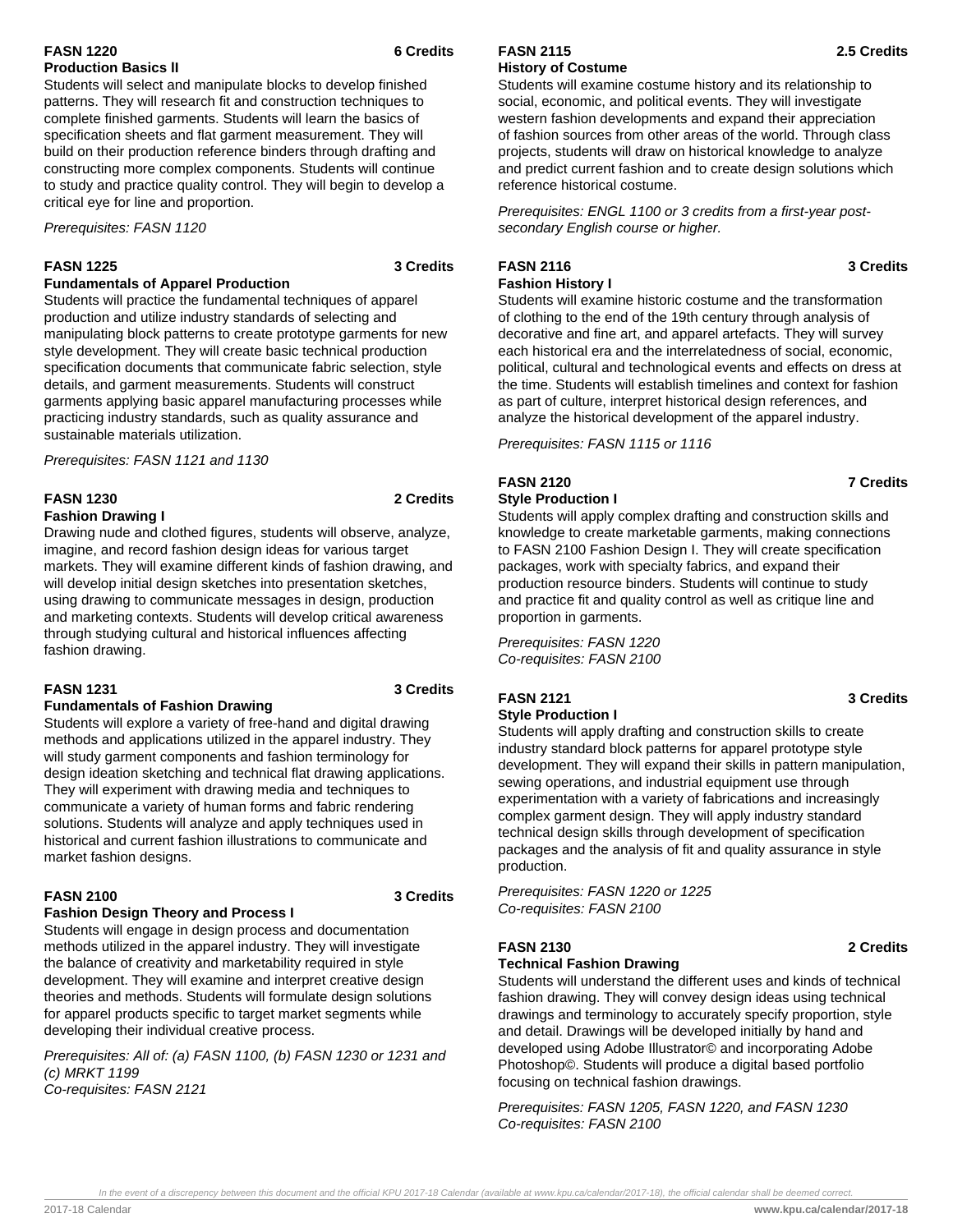### FASN 1220 — 6 Credits
**Production Basics II**

Students will select and manipulate blocks to develop finished patterns. They will research fit and construction techniques to complete finished garments. Students will learn the basics of specification sheets and flat garment measurement. They will build on their production reference binders through drafting and constructing more complex components. Students will continue to study and practice quality control. They will begin to develop a critical eye for line and proportion.

*Prerequisites: FASN 1120*

### FASN 1225 — 3 Credits
**Fundamentals of Apparel Production**

Students will practice the fundamental techniques of apparel production and utilize industry standards of selecting and manipulating block patterns to create prototype garments for new style development. They will create basic technical production specification documents that communicate fabric selection, style details, and garment measurements. Students will construct garments applying basic apparel manufacturing processes while practicing industry standards, such as quality assurance and sustainable materials utilization.

*Prerequisites: FASN 1121 and 1130*

### FASN 1230 — 2 Credits
**Fashion Drawing I**

Drawing nude and clothed figures, students will observe, analyze, imagine, and record fashion design ideas for various target markets. They will examine different kinds of fashion drawing, and will develop initial design sketches into presentation sketches, using drawing to communicate messages in design, production and marketing contexts. Students will develop critical awareness through studying cultural and historical influences affecting fashion drawing.

### FASN 1231 — 3 Credits
**Fundamentals of Fashion Drawing**

Students will explore a variety of free-hand and digital drawing methods and applications utilized in the apparel industry. They will study garment components and fashion terminology for design ideation sketching and technical flat drawing applications. They will experiment with drawing media and techniques to communicate a variety of human forms and fabric rendering solutions. Students will analyze and apply techniques used in historical and current fashion illustrations to communicate and market fashion designs.

### FASN 2100 — 3 Credits
**Fashion Design Theory and Process I**

Students will engage in design process and documentation methods utilized in the apparel industry. They will investigate the balance of creativity and marketability required in style development. They will examine and interpret creative design theories and methods. Students will formulate design solutions for apparel products specific to target market segments while developing their individual creative process.

*Prerequisites: All of: (a) FASN 1100, (b) FASN 1230 or 1231 and (c) MRKT 1199*
*Co-requisites: FASN 2121*

### FASN 2115 — 2.5 Credits
**History of Costume**

Students will examine costume history and its relationship to social, economic, and political events. They will investigate western fashion developments and expand their appreciation of fashion sources from other areas of the world. Through class projects, students will draw on historical knowledge to analyze and predict current fashion and to create design solutions which reference historical costume.

*Prerequisites: ENGL 1100 or 3 credits from a first-year post-secondary English course or higher.*

### FASN 2116 — 3 Credits
**Fashion History I**

Students will examine historic costume and the transformation of clothing to the end of the 19th century through analysis of decorative and fine art, and apparel artefacts. They will survey each historical era and the interrelatedness of social, economic, political, cultural and technological events and effects on dress at the time. Students will establish timelines and context for fashion as part of culture, interpret historical design references, and analyze the historical development of the apparel industry.

*Prerequisites: FASN 1115 or 1116*

### FASN 2120 — 7 Credits
**Style Production I**

Students will apply complex drafting and construction skills and knowledge to create marketable garments, making connections to FASN 2100 Fashion Design I. They will create specification packages, work with specialty fabrics, and expand their production resource binders. Students will continue to study and practice fit and quality control as well as critique line and proportion in garments.

*Prerequisites: FASN 1220*
*Co-requisites: FASN 2100*

### FASN 2121 — 3 Credits
**Style Production I**

Students will apply drafting and construction skills to create industry standard block patterns for apparel prototype style development. They will expand their skills in pattern manipulation, sewing operations, and industrial equipment use through experimentation with a variety of fabrications and increasingly complex garment design. They will apply industry standard technical design skills through development of specification packages and the analysis of fit and quality assurance in style production.

*Prerequisites: FASN 1220 or 1225*
*Co-requisites: FASN 2100*

### FASN 2130 — 2 Credits
**Technical Fashion Drawing**

Students will understand the different uses and kinds of technical fashion drawing. They will convey design ideas using technical drawings and terminology to accurately specify proportion, style and detail. Drawings will be developed initially by hand and developed using Adobe Illustrator© and incorporating Adobe Photoshop©. Students will produce a digital based portfolio focusing on technical fashion drawings.

*Prerequisites: FASN 1205, FASN 1220, and FASN 1230*
*Co-requisites: FASN 2100*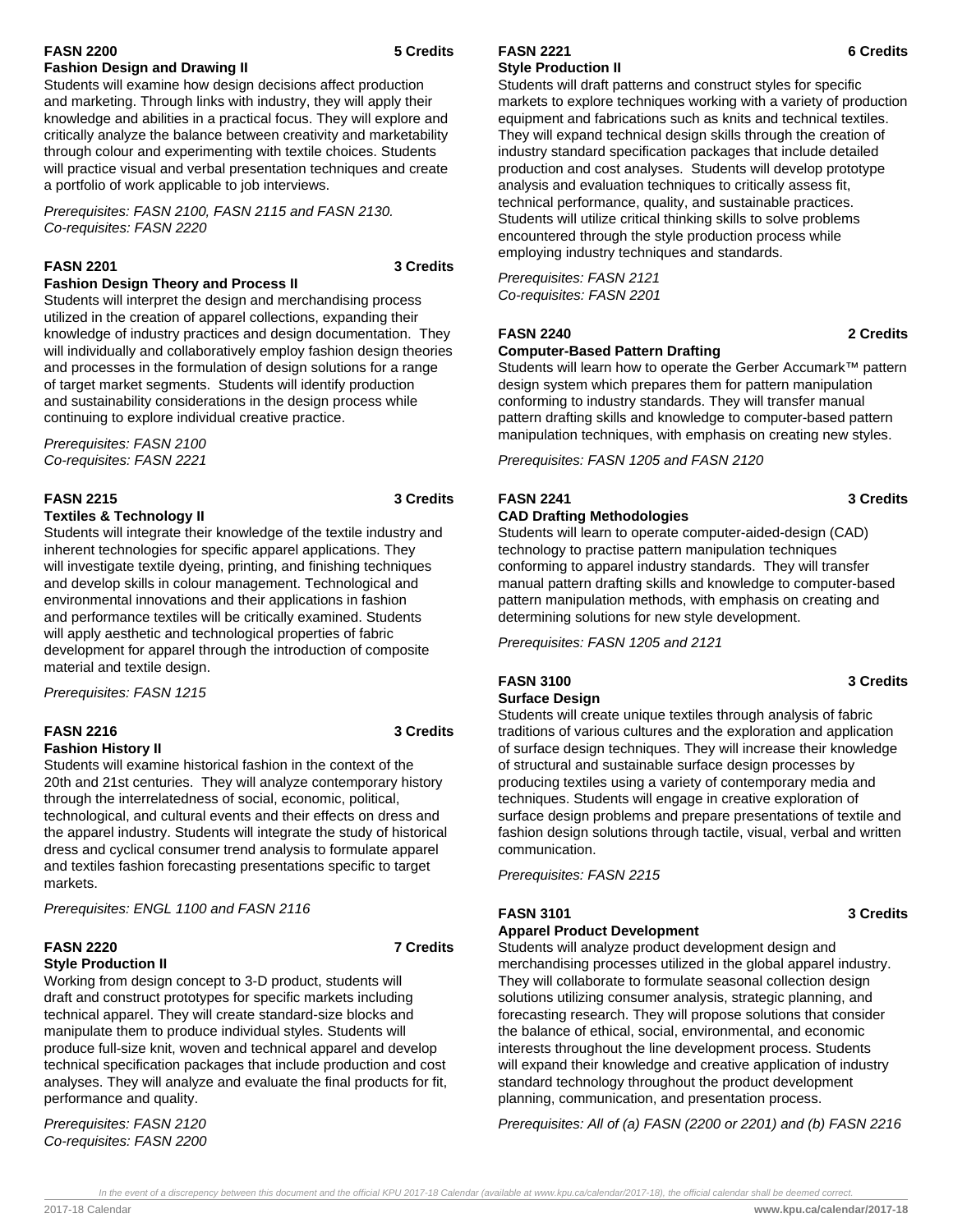**FASN 2200** **5 Credits**
**Fashion Design and Drawing II**

Students will examine how design decisions affect production and marketing. Through links with industry, they will apply their knowledge and abilities in a practical focus. They will explore and critically analyze the balance between creativity and marketability through colour and experimenting with textile choices. Students will practice visual and verbal presentation techniques and create a portfolio of work applicable to job interviews.

*Prerequisites: FASN 2100, FASN 2115 and FASN 2130.*
*Co-requisites: FASN 2220*

**FASN 2201** **3 Credits**
**Fashion Design Theory and Process II**

Students will interpret the design and merchandising process utilized in the creation of apparel collections, expanding their knowledge of industry practices and design documentation. They will individually and collaboratively employ fashion design theories and processes in the formulation of design solutions for a range of target market segments. Students will identify production and sustainability considerations in the design process while continuing to explore individual creative practice.

*Prerequisites: FASN 2100*
*Co-requisites: FASN 2221*

**FASN 2215** **3 Credits**
**Textiles & Technology II**

Students will integrate their knowledge of the textile industry and inherent technologies for specific apparel applications. They will investigate textile dyeing, printing, and finishing techniques and develop skills in colour management. Technological and environmental innovations and their applications in fashion and performance textiles will be critically examined. Students will apply aesthetic and technological properties of fabric development for apparel through the introduction of composite material and textile design.

*Prerequisites: FASN 1215*

**FASN 2216** **3 Credits**
**Fashion History II**

Students will examine historical fashion in the context of the 20th and 21st centuries. They will analyze contemporary history through the interrelatedness of social, economic, political, technological, and cultural events and their effects on dress and the apparel industry. Students will integrate the study of historical dress and cyclical consumer trend analysis to formulate apparel and textiles fashion forecasting presentations specific to target markets.

*Prerequisites: ENGL 1100 and FASN 2116*

**FASN 2220** **7 Credits**
**Style Production II**

Working from design concept to 3-D product, students will draft and construct prototypes for specific markets including technical apparel. They will create standard-size blocks and manipulate them to produce individual styles. Students will produce full-size knit, woven and technical apparel and develop technical specification packages that include production and cost analyses. They will analyze and evaluate the final products for fit, performance and quality.

*Prerequisites: FASN 2120*
*Co-requisites: FASN 2200*

**FASN 2221** **6 Credits**
**Style Production II**

Students will draft patterns and construct styles for specific markets to explore techniques working with a variety of production equipment and fabrications such as knits and technical textiles. They will expand technical design skills through the creation of industry standard specification packages that include detailed production and cost analyses. Students will develop prototype analysis and evaluation techniques to critically assess fit, technical performance, quality, and sustainable practices. Students will utilize critical thinking skills to solve problems encountered through the style production process while employing industry techniques and standards.

*Prerequisites: FASN 2121*
*Co-requisites: FASN 2201*

**FASN 2240** **2 Credits**
**Computer-Based Pattern Drafting**

Students will learn how to operate the Gerber Accumark™ pattern design system which prepares them for pattern manipulation conforming to industry standards. They will transfer manual pattern drafting skills and knowledge to computer-based pattern manipulation techniques, with emphasis on creating new styles.

*Prerequisites: FASN 1205 and FASN 2120*

**FASN 2241** **3 Credits**
**CAD Drafting Methodologies**

Students will learn to operate computer-aided-design (CAD) technology to practise pattern manipulation techniques conforming to apparel industry standards. They will transfer manual pattern drafting skills and knowledge to computer-based pattern manipulation methods, with emphasis on creating and determining solutions for new style development.

*Prerequisites: FASN 1205 and 2121*

**FASN 3100** **3 Credits**
**Surface Design**

Students will create unique textiles through analysis of fabric traditions of various cultures and the exploration and application of surface design techniques. They will increase their knowledge of structural and sustainable surface design processes by producing textiles using a variety of contemporary media and techniques. Students will engage in creative exploration of surface design problems and prepare presentations of textile and fashion design solutions through tactile, visual, verbal and written communication.

*Prerequisites: FASN 2215*

**FASN 3101** **3 Credits**
**Apparel Product Development**

Students will analyze product development design and merchandising processes utilized in the global apparel industry. They will collaborate to formulate seasonal collection design solutions utilizing consumer analysis, strategic planning, and forecasting research. They will propose solutions that consider the balance of ethical, social, environmental, and economic interests throughout the line development process. Students will expand their knowledge and creative application of industry standard technology throughout the product development planning, communication, and presentation process.

*Prerequisites: All of (a) FASN (2200 or 2201) and (b) FASN 2216*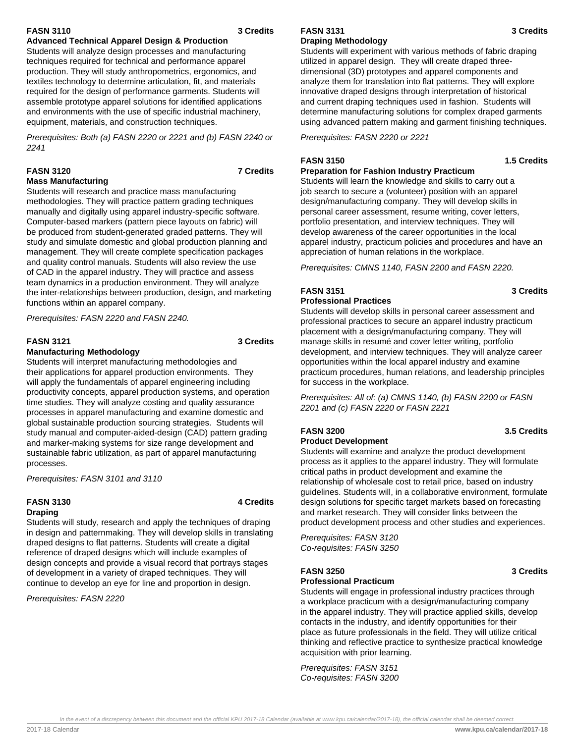**FASN 3110** **3 Credits**
**Advanced Technical Apparel Design & Production**

Students will analyze design processes and manufacturing techniques required for technical and performance apparel production. They will study anthropometrics, ergonomics, and textiles technology to determine articulation, fit, and materials required for the design of performance garments. Students will assemble prototype apparel solutions for identified applications and environments with the use of specific industrial machinery, equipment, materials, and construction techniques.

*Prerequisites: Both (a) FASN 2220 or 2221 and (b) FASN 2240 or 2241*

**FASN 3120** **7 Credits**
**Mass Manufacturing**

Students will research and practice mass manufacturing methodologies. They will practice pattern grading techniques manually and digitally using apparel industry-specific software. Computer-based markers (pattern piece layouts on fabric) will be produced from student-generated graded patterns. They will study and simulate domestic and global production planning and management. They will create complete specification packages and quality control manuals. Students will also review the use of CAD in the apparel industry. They will practice and assess team dynamics in a production environment. They will analyze the inter-relationships between production, design, and marketing functions within an apparel company.

*Prerequisites: FASN 2220 and FASN 2240.*

**FASN 3121** **3 Credits**
**Manufacturing Methodology**

Students will interpret manufacturing methodologies and their applications for apparel production environments. They will apply the fundamentals of apparel engineering including productivity concepts, apparel production systems, and operation time studies. They will analyze costing and quality assurance processes in apparel manufacturing and examine domestic and global sustainable production sourcing strategies. Students will study manual and computer-aided-design (CAD) pattern grading and marker-making systems for size range development and sustainable fabric utilization, as part of apparel manufacturing processes.

*Prerequisites: FASN 3101 and 3110*

**FASN 3130** **4 Credits**
**Draping**

Students will study, research and apply the techniques of draping in design and patternmaking. They will develop skills in translating draped designs to flat patterns. Students will create a digital reference of draped designs which will include examples of design concepts and provide a visual record that portrays stages of development in a variety of draped techniques. They will continue to develop an eye for line and proportion in design.

*Prerequisites: FASN 2220*

**FASN 3131** **3 Credits**
**Draping Methodology**

Students will experiment with various methods of fabric draping utilized in apparel design. They will create draped three-dimensional (3D) prototypes and apparel components and analyze them for translation into flat patterns. They will explore innovative draped designs through interpretation of historical and current draping techniques used in fashion. Students will determine manufacturing solutions for complex draped garments using advanced pattern making and garment finishing techniques.

*Prerequisites: FASN 2220 or 2221*

**FASN 3150** **1.5 Credits**
**Preparation for Fashion Industry Practicum**

Students will learn the knowledge and skills to carry out a job search to secure a (volunteer) position with an apparel design/manufacturing company. They will develop skills in personal career assessment, resume writing, cover letters, portfolio presentation, and interview techniques. They will develop awareness of the career opportunities in the local apparel industry, practicum policies and procedures and have an appreciation of human relations in the workplace.

*Prerequisites: CMNS 1140, FASN 2200 and FASN 2220.*

**FASN 3151** **3 Credits**
**Professional Practices**

Students will develop skills in personal career assessment and professional practices to secure an apparel industry practicum placement with a design/manufacturing company. They will manage skills in resumé and cover letter writing, portfolio development, and interview techniques. They will analyze career opportunities within the local apparel industry and examine practicum procedures, human relations, and leadership principles for success in the workplace.

*Prerequisites: All of: (a) CMNS 1140, (b) FASN 2200 or FASN 2201 and (c) FASN 2220 or FASN 2221*

**FASN 3200** **3.5 Credits**
**Product Development**

Students will examine and analyze the product development process as it applies to the apparel industry. They will formulate critical paths in product development and examine the relationship of wholesale cost to retail price, based on industry guidelines. Students will, in a collaborative environment, formulate design solutions for specific target markets based on forecasting and market research. They will consider links between the product development process and other studies and experiences.

*Prerequisites: FASN 3120*
*Co-requisites: FASN 3250*

**FASN 3250** **3 Credits**
**Professional Practicum**

Students will engage in professional industry practices through a workplace practicum with a design/manufacturing company in the apparel industry. They will practice applied skills, develop contacts in the industry, and identify opportunities for their place as future professionals in the field. They will utilize critical thinking and reflective practice to synthesize practical knowledge acquisition with prior learning.

*Prerequisites: FASN 3151*
*Co-requisites: FASN 3200*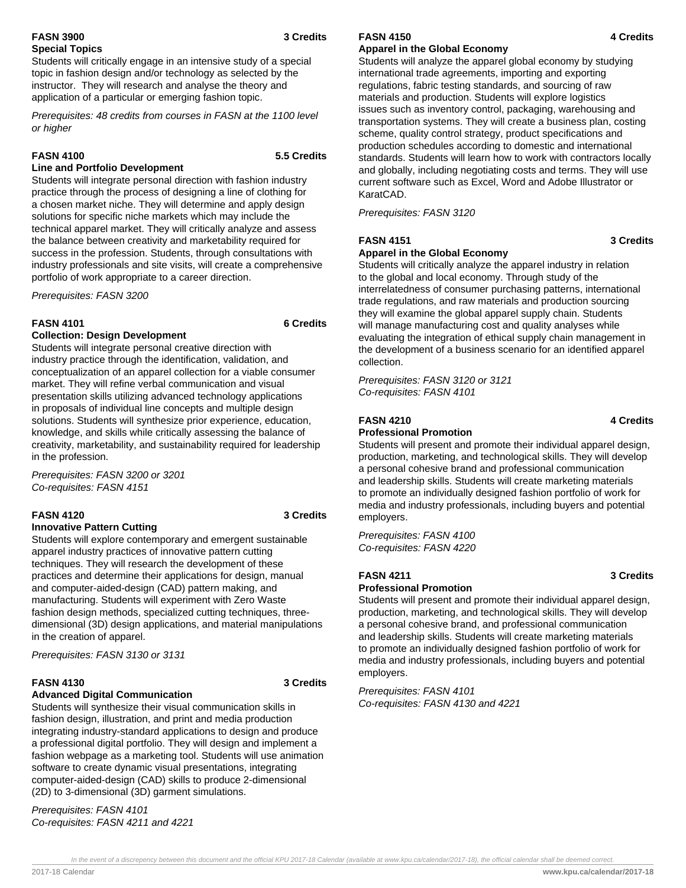**FASN 3900** **3 Credits**
**Special Topics**

Students will critically engage in an intensive study of a special topic in fashion design and/or technology as selected by the instructor. They will research and analyse the theory and application of a particular or emerging fashion topic.

*Prerequisites: 48 credits from courses in FASN at the 1100 level or higher*

**FASN 4100** **5.5 Credits**
**Line and Portfolio Development**

Students will integrate personal direction with fashion industry practice through the process of designing a line of clothing for a chosen market niche. They will determine and apply design solutions for specific niche markets which may include the technical apparel market. They will critically analyze and assess the balance between creativity and marketability required for success in the profession. Students, through consultations with industry professionals and site visits, will create a comprehensive portfolio of work appropriate to a career direction.

*Prerequisites: FASN 3200*

**FASN 4101** **6 Credits**
**Collection: Design Development**

Students will integrate personal creative direction with industry practice through the identification, validation, and conceptualization of an apparel collection for a viable consumer market. They will refine verbal communication and visual presentation skills utilizing advanced technology applications in proposals of individual line concepts and multiple design solutions. Students will synthesize prior experience, education, knowledge, and skills while critically assessing the balance of creativity, marketability, and sustainability required for leadership in the profession.

*Prerequisites: FASN 3200 or 3201*
*Co-requisites: FASN 4151*

**FASN 4120** **3 Credits**
**Innovative Pattern Cutting**

Students will explore contemporary and emergent sustainable apparel industry practices of innovative pattern cutting techniques. They will research the development of these practices and determine their applications for design, manual and computer-aided-design (CAD) pattern making, and manufacturing. Students will experiment with Zero Waste fashion design methods, specialized cutting techniques, three-dimensional (3D) design applications, and material manipulations in the creation of apparel.

*Prerequisites: FASN 3130 or 3131*

**FASN 4130** **3 Credits**
**Advanced Digital Communication**

Students will synthesize their visual communication skills in fashion design, illustration, and print and media production integrating industry-standard applications to design and produce a professional digital portfolio. They will design and implement a fashion webpage as a marketing tool. Students will use animation software to create dynamic visual presentations, integrating computer-aided-design (CAD) skills to produce 2-dimensional (2D) to 3-dimensional (3D) garment simulations.

*Prerequisites: FASN 4101*
*Co-requisites: FASN 4211 and 4221*

**FASN 4150** **4 Credits**
**Apparel in the Global Economy**

Students will analyze the apparel global economy by studying international trade agreements, importing and exporting regulations, fabric testing standards, and sourcing of raw materials and production. Students will explore logistics issues such as inventory control, packaging, warehousing and transportation systems. They will create a business plan, costing scheme, quality control strategy, product specifications and production schedules according to domestic and international standards. Students will learn how to work with contractors locally and globally, including negotiating costs and terms. They will use current software such as Excel, Word and Adobe Illustrator or KaratCAD.

*Prerequisites: FASN 3120*

**FASN 4151** **3 Credits**
**Apparel in the Global Economy**

Students will critically analyze the apparel industry in relation to the global and local economy. Through study of the interrelatedness of consumer purchasing patterns, international trade regulations, and raw materials and production sourcing they will examine the global apparel supply chain. Students will manage manufacturing cost and quality analyses while evaluating the integration of ethical supply chain management in the development of a business scenario for an identified apparel collection.

*Prerequisites: FASN 3120 or 3121*
*Co-requisites: FASN 4101*

**FASN 4210** **4 Credits**
**Professional Promotion**

Students will present and promote their individual apparel design, production, marketing, and technological skills. They will develop a personal cohesive brand and professional communication and leadership skills. Students will create marketing materials to promote an individually designed fashion portfolio of work for media and industry professionals, including buyers and potential employers.

*Prerequisites: FASN 4100*
*Co-requisites: FASN 4220*

**FASN 4211** **3 Credits**
**Professional Promotion**

Students will present and promote their individual apparel design, production, marketing, and technological skills. They will develop a personal cohesive brand, and professional communication and leadership skills. Students will create marketing materials to promote an individually designed fashion portfolio of work for media and industry professionals, including buyers and potential employers.

*Prerequisites: FASN 4101*
*Co-requisites: FASN 4130 and 4221*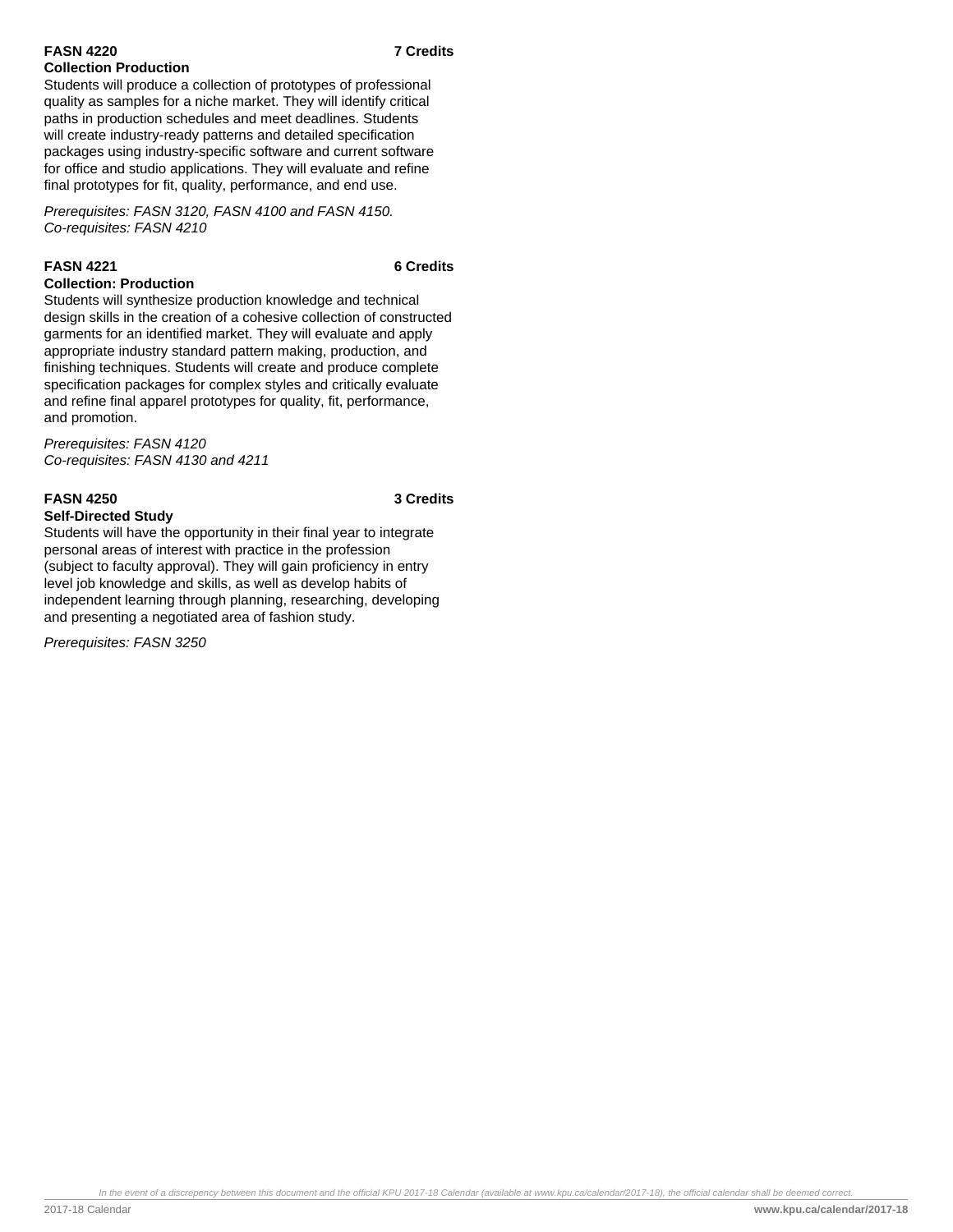**FASN 4220** **7 Credits**
**Collection Production**

Students will produce a collection of prototypes of professional quality as samples for a niche market. They will identify critical paths in production schedules and meet deadlines. Students will create industry-ready patterns and detailed specification packages using industry-specific software and current software for office and studio applications. They will evaluate and refine final prototypes for fit, quality, performance, and end use.

*Prerequisites: FASN 3120, FASN 4100 and FASN 4150.*
*Co-requisites: FASN 4210*

**FASN 4221** **6 Credits**
**Collection: Production**

Students will synthesize production knowledge and technical design skills in the creation of a cohesive collection of constructed garments for an identified market. They will evaluate and apply appropriate industry standard pattern making, production, and finishing techniques. Students will create and produce complete specification packages for complex styles and critically evaluate and refine final apparel prototypes for quality, fit, performance, and promotion.

*Prerequisites: FASN 4120*
*Co-requisites: FASN 4130 and 4211*

**FASN 4250** **3 Credits**
**Self-Directed Study**

Students will have the opportunity in their final year to integrate personal areas of interest with practice in the profession (subject to faculty approval). They will gain proficiency in entry level job knowledge and skills, as well as develop habits of independent learning through planning, researching, developing and presenting a negotiated area of fashion study.

*Prerequisites: FASN 3250*